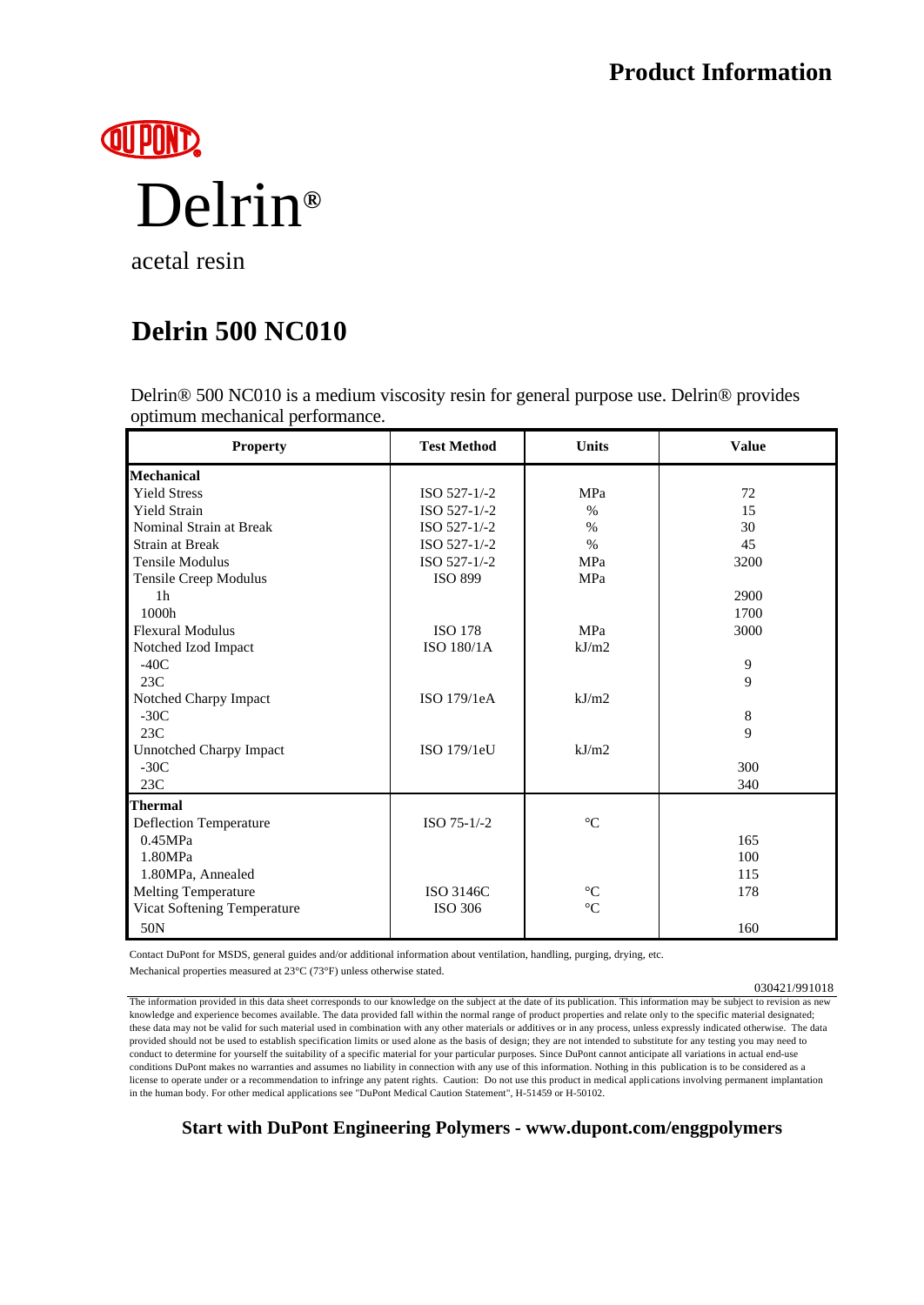**Product Information**

# Delrin®

acetal resin

## Delrin 500 NC010

Delrin® 500 NC010 is a medium viscosity resin for general purpose use. Delrin® provides optimum mechanical performance.

| Property | Test Method | Units | Value |
|---|---|---|---|
| **Mechanical** | | | |
| Yield Stress | ISO 527-1/-2 | MPa | 72 |
| Yield Strain | ISO 527-1/-2 | % | 15 |
| Nominal Strain at Break | ISO 527-1/-2 | % | 30 |
| Strain at Break | ISO 527-1/-2 | % | 45 |
| Tensile Modulus | ISO 527-1/-2 | MPa | 3200 |
| Tensile Creep Modulus | ISO 899 | MPa | |
| 1h | | | 2900 |
| 1000h | | | 1700 |
| Flexural Modulus | ISO 178 | MPa | 3000 |
| Notched Izod Impact | ISO 180/1A | kJ/m2 | |
| -40C | | | 9 |
| 23C | | | 9 |
| Notched Charpy Impact | ISO 179/1eA | kJ/m2 | |
| -30C | | | 8 |
| 23C | | | 9 |
| Unnotched Charpy Impact | ISO 179/1eU | kJ/m2 | |
| -30C | | | 300 |
| 23C | | | 340 |
| **Thermal** | | | |
| Deflection Temperature | ISO 75-1/-2 | °C | |
| 0.45MPa | | | 165 |
| 1.80MPa | | | 100 |
| 1.80MPa, Annealed | | | 115 |
| Melting Temperature | ISO 3146C | °C | 178 |
| Vicat Softening Temperature | ISO 306 | °C | |
| 50N | | | 160 |

Contact DuPont for MSDS, general guides and/or additional information about ventilation, handling, purging, drying, etc.

Mechanical properties measured at 23°C (73°F) unless otherwise stated.

030421/991018

The information provided in this data sheet corresponds to our knowledge on the subject at the date of its publication. This information may be subject to revision as new knowledge and experience becomes available. The data provided fall within the normal range of product properties and relate only to the specific material designated; these data may not be valid for such material used in combination with any other materials or additives or in any process, unless expressly indicated otherwise. The data provided should not be used to establish specification limits or used alone as the basis of design; they are not intended to substitute for any testing you may need to conduct to determine for yourself the suitability of a specific material for your particular purposes. Since DuPont cannot anticipate all variations in actual end-use conditions DuPont makes no warranties and assumes no liability in connection with any use of this information. Nothing in this publication is to be considered as a license to operate under or a recommendation to infringe any patent rights. Caution: Do not use this product in medical applications involving permanent implantation in the human body. For other medical applications see "DuPont Medical Caution Statement", H-51459 or H-50102.

**Start with DuPont Engineering Polymers - www.dupont.com/enggpolymers**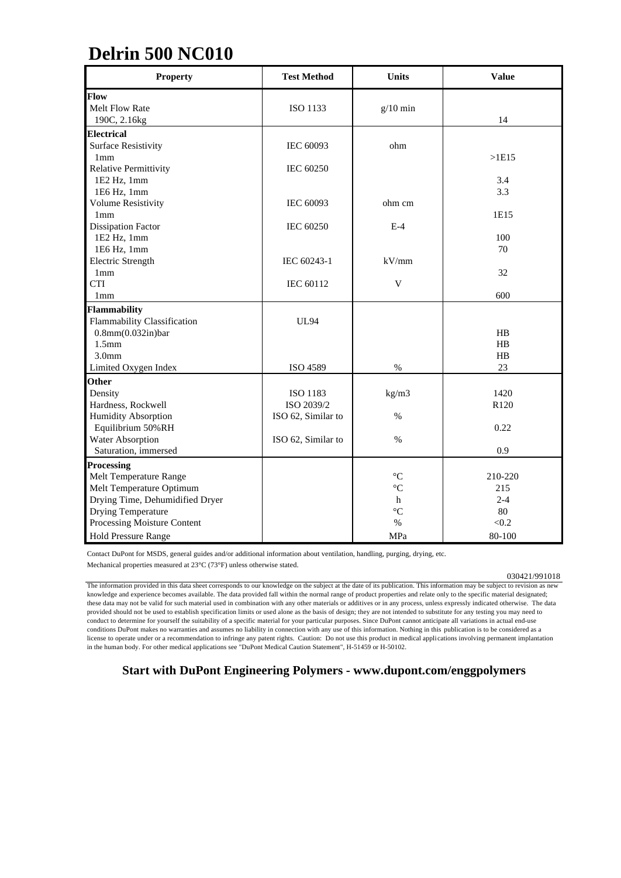# Delrin 500 NC010

| Property | Test Method | Units | Value |
|---|---|---|---|
| **Flow** | | | |
| Melt Flow Rate | ISO 1133 | g/10 min | |
| 190C, 2.16kg | | | 14 |
| **Electrical** | | | |
| Surface Resistivity | IEC 60093 | ohm | |
| 1mm | | | >1E15 |
| Relative Permittivity | IEC 60250 | | |
| 1E2 Hz, 1mm | | | 3.4 |
| 1E6 Hz, 1mm | | | 3.3 |
| Volume Resistivity | IEC 60093 | ohm cm | |
| 1mm | | | 1E15 |
| Dissipation Factor | IEC 60250 | E-4 | |
| 1E2 Hz, 1mm | | | 100 |
| 1E6 Hz, 1mm | | | 70 |
| Electric Strength | IEC 60243-1 | kV/mm | |
| 1mm | | | 32 |
| CTI | IEC 60112 | V | |
| 1mm | | | 600 |
| **Flammability** | | | |
| Flammability Classification | UL94 | | |
| 0.8mm(0.032in)bar | | | HB |
| 1.5mm | | | HB |
| 3.0mm | | | HB |
| Limited Oxygen Index | ISO 4589 | % | 23 |
| **Other** | | | |
| Density | ISO 1183 | kg/m3 | 1420 |
| Hardness, Rockwell | ISO 2039/2 | | R120 |
| Humidity Absorption | ISO 62, Similar to | % | |
| Equilibrium 50%RH | | | 0.22 |
| Water Absorption | ISO 62, Similar to | % | |
| Saturation, immersed | | | 0.9 |
| **Processing** | | | |
| Melt Temperature Range | | °C | 210-220 |
| Melt Temperature Optimum | | °C | 215 |
| Drying Time, Dehumidified Dryer | | h | 2-4 |
| Drying Temperature | | °C | 80 |
| Processing Moisture Content | | % | <0.2 |
| Hold Pressure Range | | MPa | 80-100 |

Contact DuPont for MSDS, general guides and/or additional information about ventilation, handling, purging, drying, etc.

Mechanical properties measured at 23°C (73°F) unless otherwise stated.

030421/991018

The information provided in this data sheet corresponds to our knowledge on the subject at the date of its publication. This information may be subject to revision as new knowledge and experience becomes available. The data provided fall within the normal range of product properties and relate only to the specific material designated; these data may not be valid for such material used in combination with any other materials or additives or in any process, unless expressly indicated otherwise. The data provided should not be used to establish specification limits or used alone as the basis of design; they are not intended to substitute for any testing you may need to conduct to determine for yourself the suitability of a specific material for your particular purposes. Since DuPont cannot anticipate all variations in actual end-use conditions DuPont makes no warranties and assumes no liability in connection with any use of this information. Nothing in this publication is to be considered as a license to operate under or a recommendation to infringe any patent rights. Caution: Do not use this product in medical applications involving permanent implantation in the human body. For other medical applications see "DuPont Medical Caution Statement", H-51459 or H-50102.

**Start with DuPont Engineering Polymers - www.dupont.com/enggpolymers**